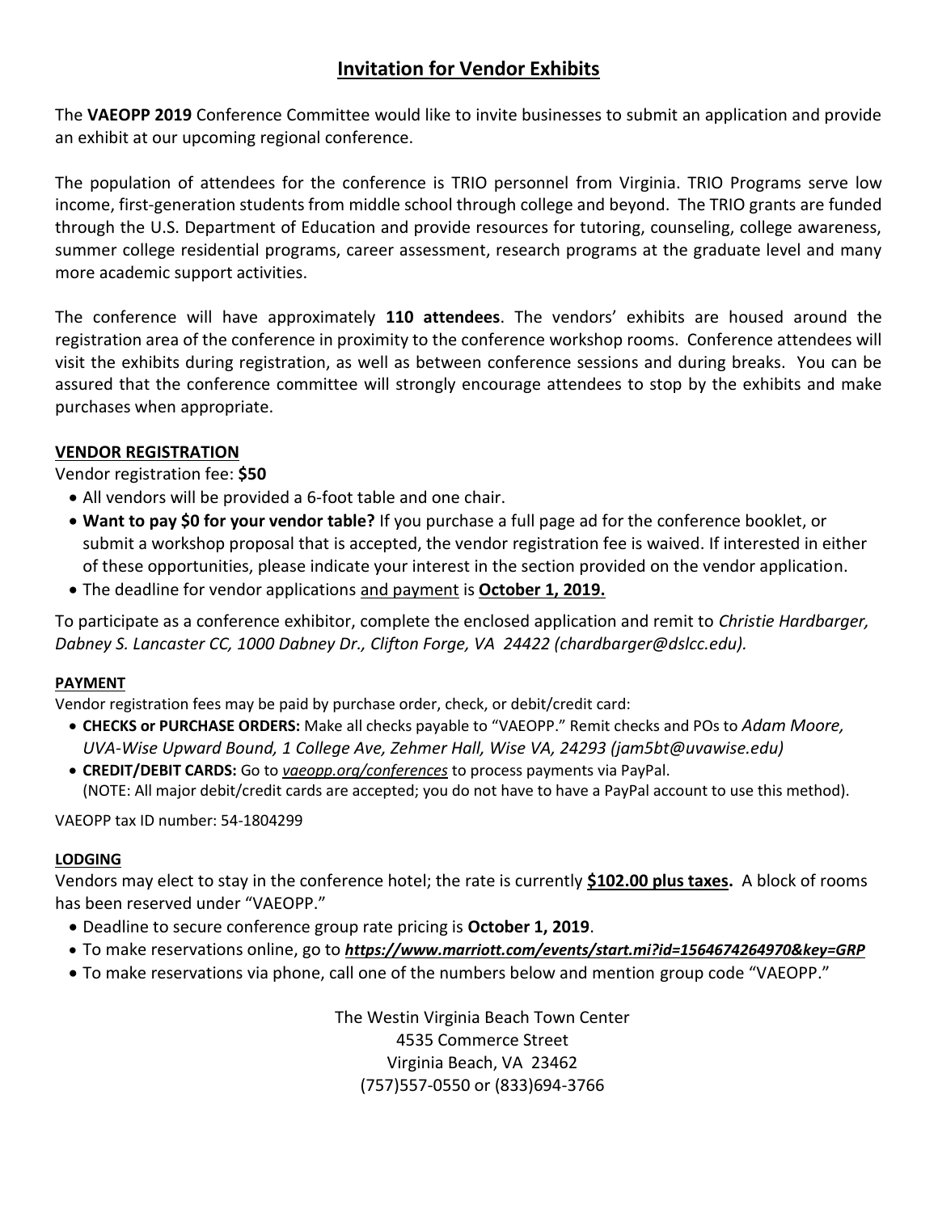# Invitation for Vendor Exhibits

The **VAEOPP 2019** Conference Committee would like to invite businesses to submit an application and provide an exhibit at our upcoming regional conference.

The population of attendees for the conference is TRIO personnel from Virginia. TRIO Programs serve low income, first-generation students from middle school through college and beyond. The TRIO grants are funded through the U.S. Department of Education and provide resources for tutoring, counseling, college awareness, summer college residential programs, career assessment, research programs at the graduate level and many more academic support activities.

The conference will have approximately **110 attendees**. The vendors' exhibits are housed around the registration area of the conference in proximity to the conference workshop rooms. Conference attendees will visit the exhibits during registration, as well as between conference sessions and during breaks. You can be assured that the conference committee will strongly encourage attendees to stop by the exhibits and make purchases when appropriate.

## VENDOR REGISTRATION

Vendor registration fee: **$50**

- All vendors will be provided a 6-foot table and one chair.
- **Want to pay $0 for your vendor table?** If you purchase a full page ad for the conference booklet, or submit a workshop proposal that is accepted, the vendor registration fee is waived. If interested in either of these opportunities, please indicate your interest in the section provided on the vendor application.
- The deadline for vendor applications and payment is **October 1, 2019.**

To participate as a conference exhibitor, complete the enclosed application and remit to *Christie Hardbarger, Dabney S. Lancaster CC, 1000 Dabney Dr., Clifton Forge, VA 24422 (chardbarger@dslcc.edu).*

### PAYMENT

Vendor registration fees may be paid by purchase order, check, or debit/credit card:

- **CHECKS or PURCHASE ORDERS:** Make all checks payable to "VAEOPP." Remit checks and POs to *Adam Moore, UVA-Wise Upward Bound, 1 College Ave, Zehmer Hall, Wise VA, 24293 (jam5bt@uvawise.edu)*
- **CREDIT/DEBIT CARDS:** Go to *vaeopp.org/conferences* to process payments via PayPal.
  (NOTE: All major debit/credit cards are accepted; you do not have to have a PayPal account to use this method).

VAEOPP tax ID number: 54-1804299

### LODGING

Vendors may elect to stay in the conference hotel; the rate is currently **$102.00 plus taxes.** A block of rooms has been reserved under "VAEOPP."

- Deadline to secure conference group rate pricing is **October 1, 2019**.
- To make reservations online, go to ***https://www.marriott.com/events/start.mi?id=1564674264970&key=GRP***
- To make reservations via phone, call one of the numbers below and mention group code "VAEOPP."

The Westin Virginia Beach Town Center
4535 Commerce Street
Virginia Beach, VA 23462
(757)557-0550 or (833)694-3766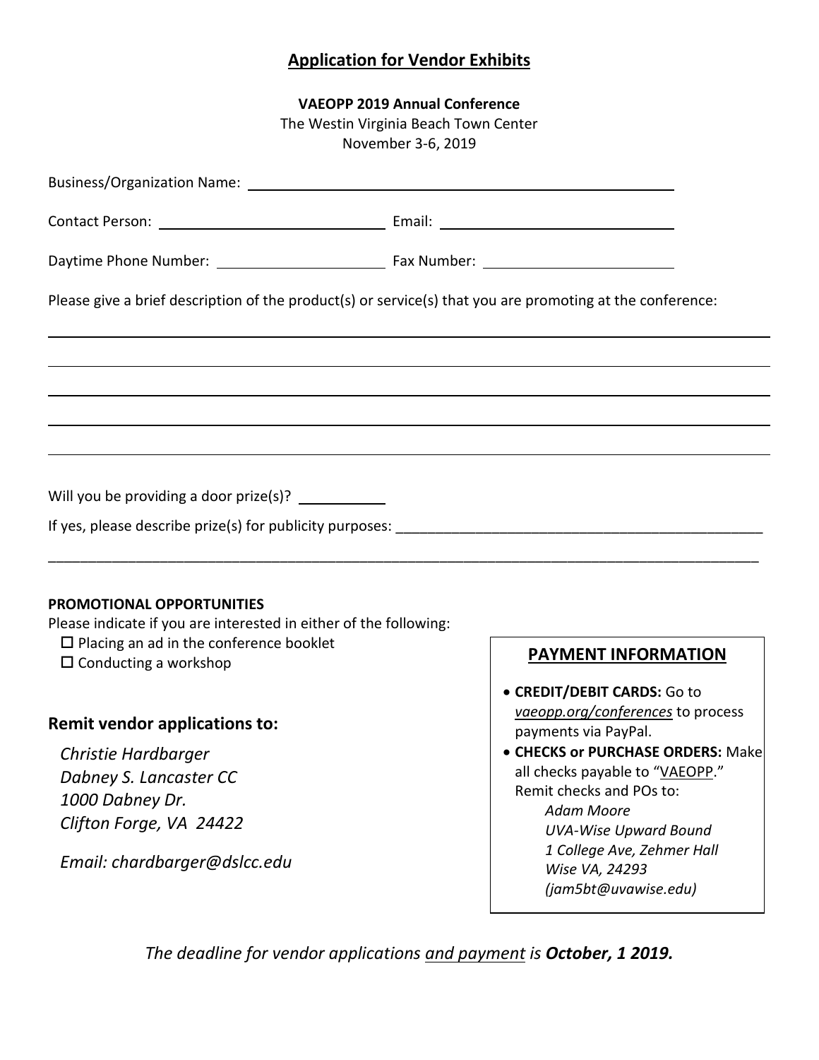## Application for Vendor Exhibits

**VAEOPP 2019 Annual Conference**
The Westin Virginia Beach Town Center
November 3-6, 2019

Business/Organization Name: ____________________________________________

Contact Person: ______________________ Email: ______________________

Daytime Phone Number: __________________ Fax Number: __________________

Please give a brief description of the product(s) or service(s) that you are promoting at the conference:

______________________________________________________________________

______________________________________________________________________

______________________________________________________________________

______________________________________________________________________

______________________________________________________________________

Will you be providing a door prize(s)? __________

If yes, please describe prize(s) for publicity purposes: ______________________________________________

______________________________________________________________________

**PROMOTIONAL OPPORTUNITIES**
Please indicate if you are interested in either of the following:

- ☐ Placing an ad in the conference booklet
- ☐ Conducting a workshop

### Remit vendor applications to:

*Christie Hardbarger*
*Dabney S. Lancaster CC*
*1000 Dabney Dr.*
*Clifton Forge, VA 24422*

*Email: chardbarger@dslcc.edu*

### PAYMENT INFORMATION

- **CREDIT/DEBIT CARDS:** Go to *vaeopp.org/conferences* to process payments via PayPal.
- **CHECKS or PURCHASE ORDERS:** Make all checks payable to "VAEOPP." Remit checks and POs to:
  *Adam Moore*
  *UVA-Wise Upward Bound*
  *1 College Ave, Zehmer Hall*
  *Wise VA, 24293*
  *(jam5bt@uvawise.edu)*

*The deadline for vendor applications and payment is* ***October, 1 2019.***